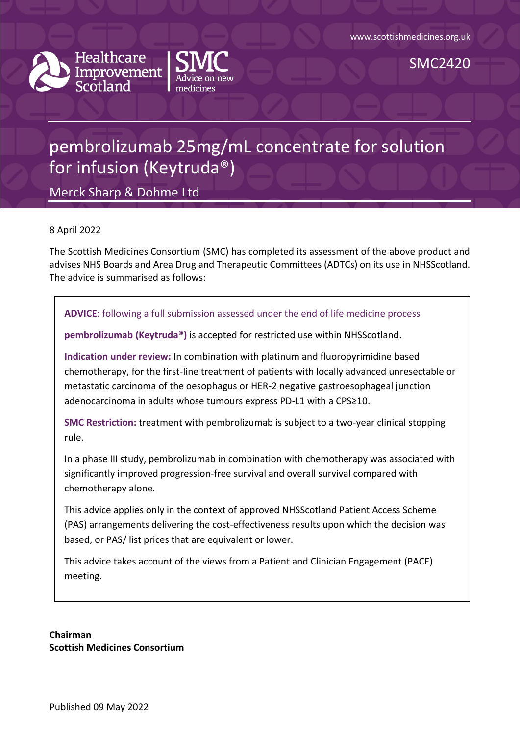www.scottishmedicines.org.uk

Healthcare Improvement Scotland | SMC Advice on new medicines

SMC2420

# pembrolizumab 25mg/mL concentrate for solution for infusion (Keytruda®)

## Merck Sharp & Dohme Ltd

8 April 2022

The Scottish Medicines Consortium (SMC) has completed its assessment of the above product and advises NHS Boards and Area Drug and Therapeutic Committees (ADTCs) on its use in NHSScotland. The advice is summarised as follows:

**ADVICE**: following a full submission assessed under the end of life medicine process

**pembrolizumab (Keytruda®)** is accepted for restricted use within NHSScotland.

**Indication under review:** In combination with platinum and fluoropyrimidine based chemotherapy, for the first-line treatment of patients with locally advanced unresectable or metastatic carcinoma of the oesophagus or HER-2 negative gastroesophageal junction adenocarcinoma in adults whose tumours express PD-L1 with a CPS≥10.

**SMC Restriction:** treatment with pembrolizumab is subject to a two-year clinical stopping rule.

In a phase III study, pembrolizumab in combination with chemotherapy was associated with significantly improved progression-free survival and overall survival compared with chemotherapy alone.

This advice applies only in the context of approved NHSScotland Patient Access Scheme (PAS) arrangements delivering the cost-effectiveness results upon which the decision was based, or PAS/ list prices that are equivalent or lower.

This advice takes account of the views from a Patient and Clinician Engagement (PACE) meeting.

**Chairman**
**Scottish Medicines Consortium**

Published 09 May 2022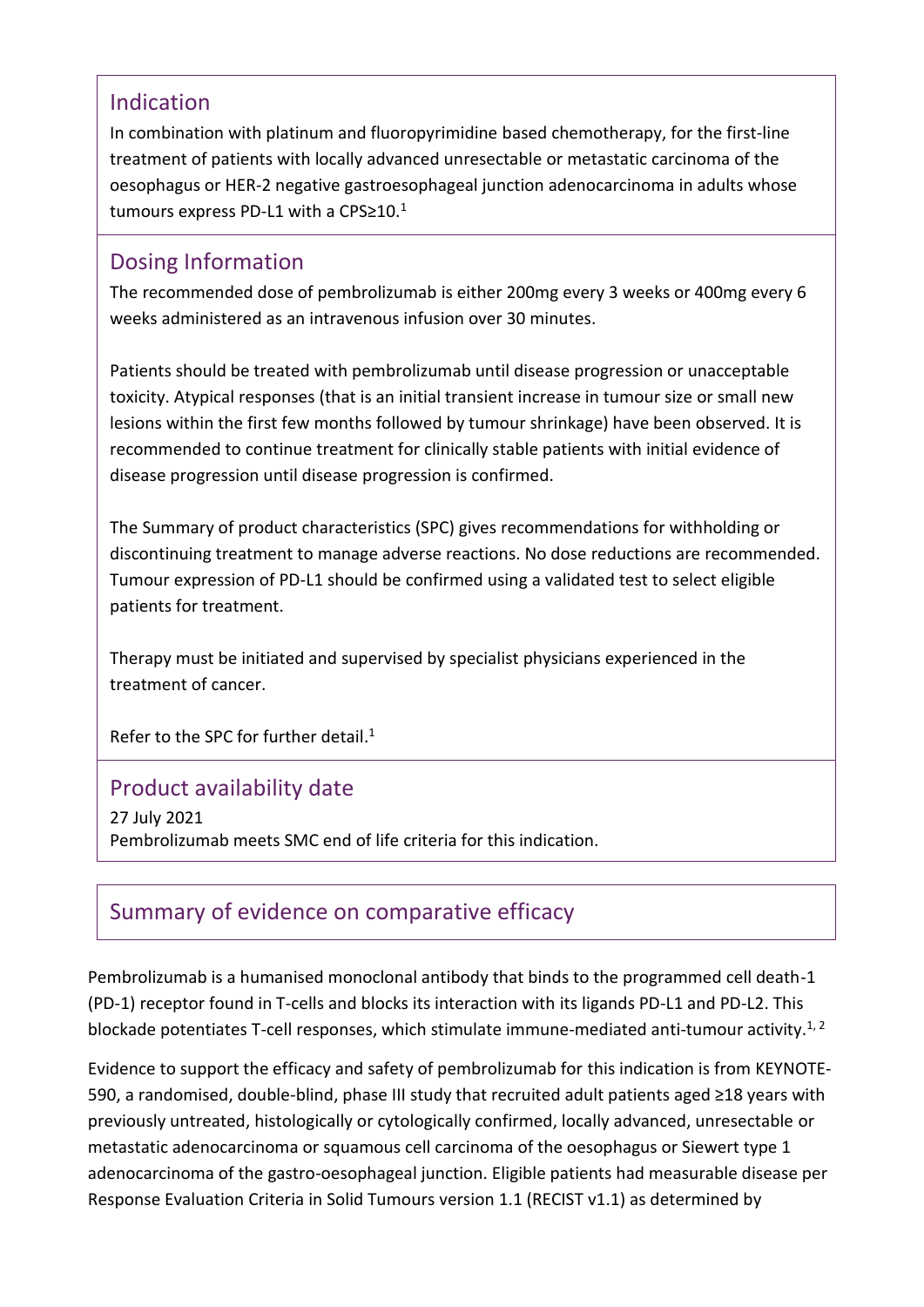## Indication

In combination with platinum and fluoropyrimidine based chemotherapy, for the first-line treatment of patients with locally advanced unresectable or metastatic carcinoma of the oesophagus or HER-2 negative gastroesophageal junction adenocarcinoma in adults whose tumours express PD-L1 with a CPS≥10.[1]

## Dosing Information

The recommended dose of pembrolizumab is either 200mg every 3 weeks or 400mg every 6 weeks administered as an intravenous infusion over 30 minutes.

Patients should be treated with pembrolizumab until disease progression or unacceptable toxicity. Atypical responses (that is an initial transient increase in tumour size or small new lesions within the first few months followed by tumour shrinkage) have been observed. It is recommended to continue treatment for clinically stable patients with initial evidence of disease progression until disease progression is confirmed.

The Summary of product characteristics (SPC) gives recommendations for withholding or discontinuing treatment to manage adverse reactions. No dose reductions are recommended. Tumour expression of PD-L1 should be confirmed using a validated test to select eligible patients for treatment.

Therapy must be initiated and supervised by specialist physicians experienced in the treatment of cancer.

Refer to the SPC for further detail.[1]

## Product availability date

27 July 2021
Pembrolizumab meets SMC end of life criteria for this indication.

## Summary of evidence on comparative efficacy

Pembrolizumab is a humanised monoclonal antibody that binds to the programmed cell death-1 (PD-1) receptor found in T-cells and blocks its interaction with its ligands PD-L1 and PD-L2. This blockade potentiates T-cell responses, which stimulate immune-mediated anti-tumour activity.[1, 2]

Evidence to support the efficacy and safety of pembrolizumab for this indication is from KEYNOTE-590, a randomised, double-blind, phase III study that recruited adult patients aged ≥18 years with previously untreated, histologically or cytologically confirmed, locally advanced, unresectable or metastatic adenocarcinoma or squamous cell carcinoma of the oesophagus or Siewert type 1 adenocarcinoma of the gastro-oesophageal junction. Eligible patients had measurable disease per Response Evaluation Criteria in Solid Tumours version 1.1 (RECIST v1.1) as determined by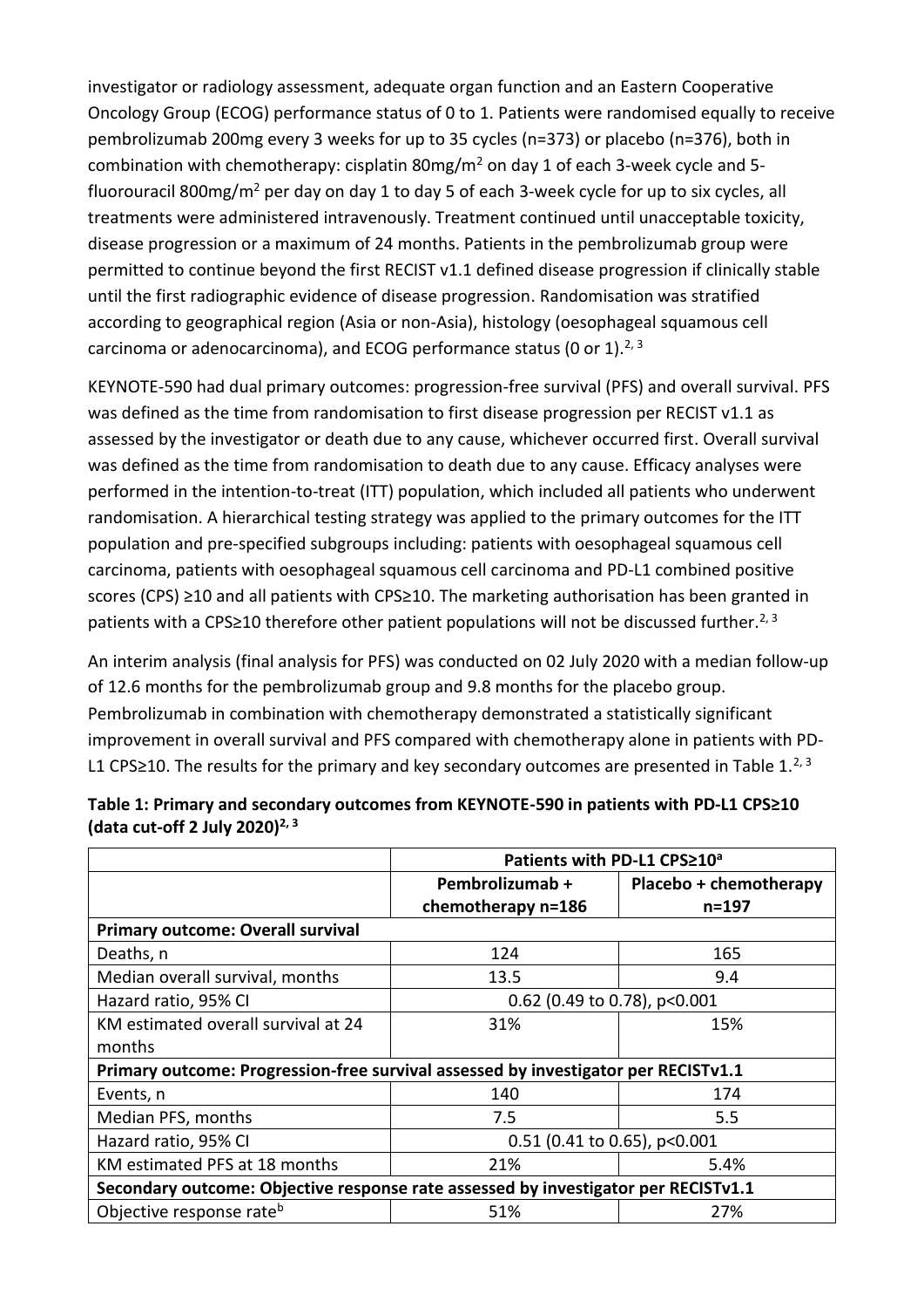investigator or radiology assessment, adequate organ function and an Eastern Cooperative Oncology Group (ECOG) performance status of 0 to 1. Patients were randomised equally to receive pembrolizumab 200mg every 3 weeks for up to 35 cycles (n=373) or placebo (n=376), both in combination with chemotherapy: cisplatin 80mg/m$^2$ on day 1 of each 3-week cycle and 5-fluorouracil 800mg/m$^2$ per day on day 1 to day 5 of each 3-week cycle for up to six cycles, all treatments were administered intravenously. Treatment continued until unacceptable toxicity, disease progression or a maximum of 24 months. Patients in the pembrolizumab group were permitted to continue beyond the first RECIST v1.1 defined disease progression if clinically stable until the first radiographic evidence of disease progression. Randomisation was stratified according to geographical region (Asia or non-Asia), histology (oesophageal squamous cell carcinoma or adenocarcinoma), and ECOG performance status (0 or 1).[2, 3]

KEYNOTE-590 had dual primary outcomes: progression-free survival (PFS) and overall survival. PFS was defined as the time from randomisation to first disease progression per RECIST v1.1 as assessed by the investigator or death due to any cause, whichever occurred first. Overall survival was defined as the time from randomisation to death due to any cause. Efficacy analyses were performed in the intention-to-treat (ITT) population, which included all patients who underwent randomisation. A hierarchical testing strategy was applied to the primary outcomes for the ITT population and pre-specified subgroups including: patients with oesophageal squamous cell carcinoma, patients with oesophageal squamous cell carcinoma and PD-L1 combined positive scores (CPS) ≥10 and all patients with CPS≥10. The marketing authorisation has been granted in patients with a CPS≥10 therefore other patient populations will not be discussed further.[2, 3]

An interim analysis (final analysis for PFS) was conducted on 02 July 2020 with a median follow-up of 12.6 months for the pembrolizumab group and 9.8 months for the placebo group. Pembrolizumab in combination with chemotherapy demonstrated a statistically significant improvement in overall survival and PFS compared with chemotherapy alone in patients with PD-L1 CPS≥10. The results for the primary and key secondary outcomes are presented in Table 1.[2, 3]

**Table 1: Primary and secondary outcomes from KEYNOTE-590 in patients with PD-L1 CPS≥10 (data cut-off 2 July 2020)[2, 3]**

| | Patients with PD-L1 CPS≥10[a] | |
|---|---|---|
| | **Pembrolizumab + chemotherapy n=186** | **Placebo + chemotherapy n=197** |
| **Primary outcome: Overall survival** | | |
| Deaths, n | 124 | 165 |
| Median overall survival, months | 13.5 | 9.4 |
| Hazard ratio, 95% CI | 0.62 (0.49 to 0.78), p<0.001 | |
| KM estimated overall survival at 24 months | 31% | 15% |
| **Primary outcome: Progression-free survival assessed by investigator per RECISTv1.1** | | |
| Events, n | 140 | 174 |
| Median PFS, months | 7.5 | 5.5 |
| Hazard ratio, 95% CI | 0.51 (0.41 to 0.65), p<0.001 | |
| KM estimated PFS at 18 months | 21% | 5.4% |
| **Secondary outcome: Objective response rate assessed by investigator per RECISTv1.1** | | |
| Objective response rate[b] | 51% | 27% |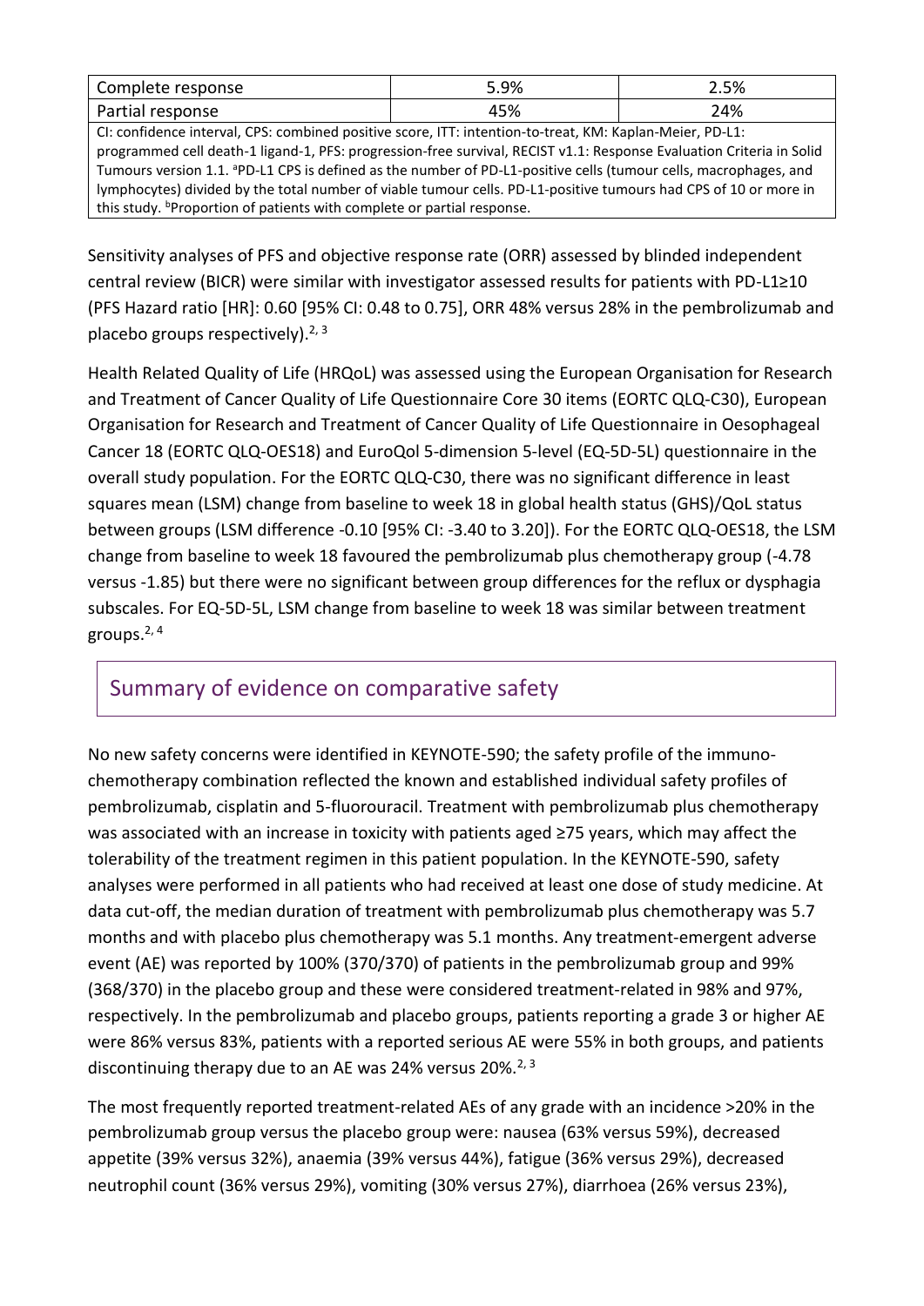| Complete response | 5.9% | 2.5% |
|---|---|---|
| Partial response | 45% | 24% |
| CI: confidence interval, CPS: combined positive score, ITT: intention-to-treat, KM: Kaplan-Meier, PD-L1: programmed cell death-1 ligand-1, PFS: progression-free survival, RECIST v1.1: Response Evaluation Criteria in Solid Tumours version 1.1. [a]PD-L1 CPS is defined as the number of PD-L1-positive cells (tumour cells, macrophages, and lymphocytes) divided by the total number of viable tumour cells. PD-L1-positive tumours had CPS of 10 or more in this study. [b]Proportion of patients with complete or partial response. | | |

Sensitivity analyses of PFS and objective response rate (ORR) assessed by blinded independent central review (BICR) were similar with investigator assessed results for patients with PD-L1≥10 (PFS Hazard ratio [HR]: 0.60 [95% CI: 0.48 to 0.75], ORR 48% versus 28% in the pembrolizumab and placebo groups respectively).[2, 3]

Health Related Quality of Life (HRQoL) was assessed using the European Organisation for Research and Treatment of Cancer Quality of Life Questionnaire Core 30 items (EORTC QLQ-C30), European Organisation for Research and Treatment of Cancer Quality of Life Questionnaire in Oesophageal Cancer 18 (EORTC QLQ-OES18) and EuroQol 5-dimension 5-level (EQ-5D-5L) questionnaire in the overall study population. For the EORTC QLQ-C30, there was no significant difference in least squares mean (LSM) change from baseline to week 18 in global health status (GHS)/QoL status between groups (LSM difference -0.10 [95% CI: -3.40 to 3.20]). For the EORTC QLQ-OES18, the LSM change from baseline to week 18 favoured the pembrolizumab plus chemotherapy group (-4.78 versus -1.85) but there were no significant between group differences for the reflux or dysphagia subscales. For EQ-5D-5L, LSM change from baseline to week 18 was similar between treatment groups.[2, 4]

## Summary of evidence on comparative safety

No new safety concerns were identified in KEYNOTE-590; the safety profile of the immuno-chemotherapy combination reflected the known and established individual safety profiles of pembrolizumab, cisplatin and 5-fluorouracil. Treatment with pembrolizumab plus chemotherapy was associated with an increase in toxicity with patients aged ≥75 years, which may affect the tolerability of the treatment regimen in this patient population. In the KEYNOTE-590, safety analyses were performed in all patients who had received at least one dose of study medicine. At data cut-off, the median duration of treatment with pembrolizumab plus chemotherapy was 5.7 months and with placebo plus chemotherapy was 5.1 months. Any treatment-emergent adverse event (AE) was reported by 100% (370/370) of patients in the pembrolizumab group and 99% (368/370) in the placebo group and these were considered treatment-related in 98% and 97%, respectively. In the pembrolizumab and placebo groups, patients reporting a grade 3 or higher AE were 86% versus 83%, patients with a reported serious AE were 55% in both groups, and patients discontinuing therapy due to an AE was 24% versus 20%.[2, 3]

The most frequently reported treatment-related AEs of any grade with an incidence >20% in the pembrolizumab group versus the placebo group were: nausea (63% versus 59%), decreased appetite (39% versus 32%), anaemia (39% versus 44%), fatigue (36% versus 29%), decreased neutrophil count (36% versus 29%), vomiting (30% versus 27%), diarrhoea (26% versus 23%),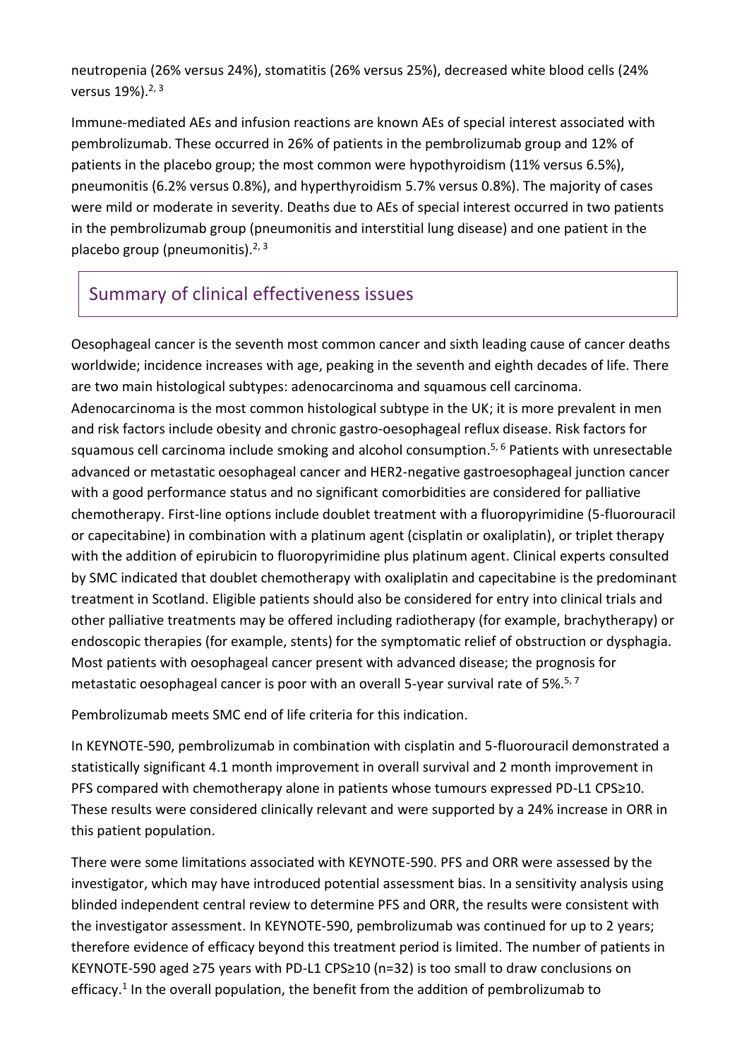neutropenia (26% versus 24%), stomatitis (26% versus 25%), decreased white blood cells (24% versus 19%).[2, 3]

Immune-mediated AEs and infusion reactions are known AEs of special interest associated with pembrolizumab. These occurred in 26% of patients in the pembrolizumab group and 12% of patients in the placebo group; the most common were hypothyroidism (11% versus 6.5%), pneumonitis (6.2% versus 0.8%), and hyperthyroidism 5.7% versus 0.8%). The majority of cases were mild or moderate in severity. Deaths due to AEs of special interest occurred in two patients in the pembrolizumab group (pneumonitis and interstitial lung disease) and one patient in the placebo group (pneumonitis).[2, 3]

## Summary of clinical effectiveness issues

Oesophageal cancer is the seventh most common cancer and sixth leading cause of cancer deaths worldwide; incidence increases with age, peaking in the seventh and eighth decades of life. There are two main histological subtypes: adenocarcinoma and squamous cell carcinoma. Adenocarcinoma is the most common histological subtype in the UK; it is more prevalent in men and risk factors include obesity and chronic gastro-oesophageal reflux disease. Risk factors for squamous cell carcinoma include smoking and alcohol consumption.[5, 6] Patients with unresectable advanced or metastatic oesophageal cancer and HER2-negative gastroesophageal junction cancer with a good performance status and no significant comorbidities are considered for palliative chemotherapy. First-line options include doublet treatment with a fluoropyrimidine (5-fluorouracil or capecitabine) in combination with a platinum agent (cisplatin or oxaliplatin), or triplet therapy with the addition of epirubicin to fluoropyrimidine plus platinum agent. Clinical experts consulted by SMC indicated that doublet chemotherapy with oxaliplatin and capecitabine is the predominant treatment in Scotland. Eligible patients should also be considered for entry into clinical trials and other palliative treatments may be offered including radiotherapy (for example, brachytherapy) or endoscopic therapies (for example, stents) for the symptomatic relief of obstruction or dysphagia. Most patients with oesophageal cancer present with advanced disease; the prognosis for metastatic oesophageal cancer is poor with an overall 5-year survival rate of 5%.[5, 7]

Pembrolizumab meets SMC end of life criteria for this indication.

In KEYNOTE-590, pembrolizumab in combination with cisplatin and 5-fluorouracil demonstrated a statistically significant 4.1 month improvement in overall survival and 2 month improvement in PFS compared with chemotherapy alone in patients whose tumours expressed PD-L1 CPS≥10. These results were considered clinically relevant and were supported by a 24% increase in ORR in this patient population.

There were some limitations associated with KEYNOTE-590. PFS and ORR were assessed by the investigator, which may have introduced potential assessment bias. In a sensitivity analysis using blinded independent central review to determine PFS and ORR, the results were consistent with the investigator assessment. In KEYNOTE-590, pembrolizumab was continued for up to 2 years; therefore evidence of efficacy beyond this treatment period is limited. The number of patients in KEYNOTE-590 aged ≥75 years with PD-L1 CPS≥10 (n=32) is too small to draw conclusions on efficacy.[1] In the overall population, the benefit from the addition of pembrolizumab to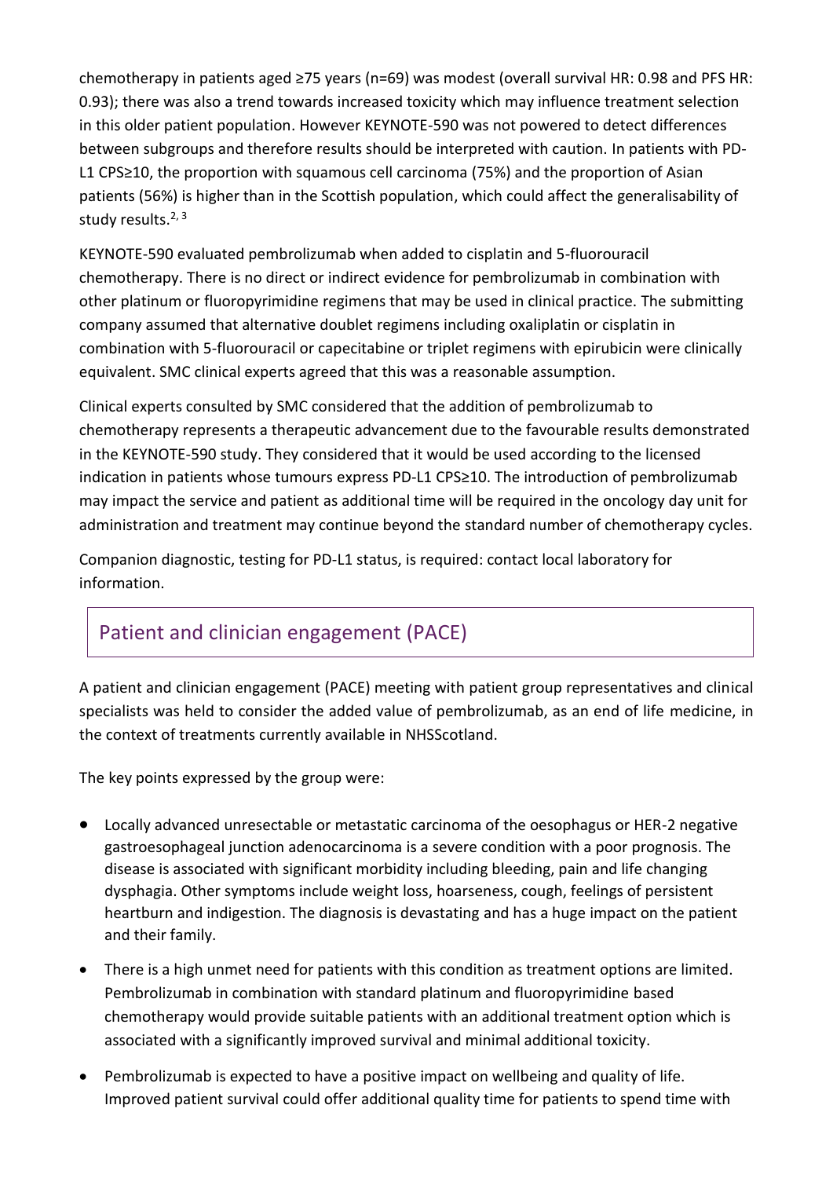chemotherapy in patients aged ≥75 years (n=69) was modest (overall survival HR: 0.98 and PFS HR: 0.93); there was also a trend towards increased toxicity which may influence treatment selection in this older patient population. However KEYNOTE-590 was not powered to detect differences between subgroups and therefore results should be interpreted with caution. In patients with PD-L1 CPS≥10, the proportion with squamous cell carcinoma (75%) and the proportion of Asian patients (56%) is higher than in the Scottish population, which could affect the generalisability of study results.[2, 3]

KEYNOTE-590 evaluated pembrolizumab when added to cisplatin and 5-fluorouracil chemotherapy. There is no direct or indirect evidence for pembrolizumab in combination with other platinum or fluoropyrimidine regimens that may be used in clinical practice. The submitting company assumed that alternative doublet regimens including oxaliplatin or cisplatin in combination with 5-fluorouracil or capecitabine or triplet regimens with epirubicin were clinically equivalent. SMC clinical experts agreed that this was a reasonable assumption.

Clinical experts consulted by SMC considered that the addition of pembrolizumab to chemotherapy represents a therapeutic advancement due to the favourable results demonstrated in the KEYNOTE-590 study. They considered that it would be used according to the licensed indication in patients whose tumours express PD-L1 CPS≥10. The introduction of pembrolizumab may impact the service and patient as additional time will be required in the oncology day unit for administration and treatment may continue beyond the standard number of chemotherapy cycles.

Companion diagnostic, testing for PD-L1 status, is required: contact local laboratory for information.

## Patient and clinician engagement (PACE)

A patient and clinician engagement (PACE) meeting with patient group representatives and clinical specialists was held to consider the added value of pembrolizumab, as an end of life medicine, in the context of treatments currently available in NHSScotland.

The key points expressed by the group were:

- Locally advanced unresectable or metastatic carcinoma of the oesophagus or HER-2 negative gastroesophageal junction adenocarcinoma is a severe condition with a poor prognosis. The disease is associated with significant morbidity including bleeding, pain and life changing dysphagia. Other symptoms include weight loss, hoarseness, cough, feelings of persistent heartburn and indigestion. The diagnosis is devastating and has a huge impact on the patient and their family.
- There is a high unmet need for patients with this condition as treatment options are limited. Pembrolizumab in combination with standard platinum and fluoropyrimidine based chemotherapy would provide suitable patients with an additional treatment option which is associated with a significantly improved survival and minimal additional toxicity.
- Pembrolizumab is expected to have a positive impact on wellbeing and quality of life. Improved patient survival could offer additional quality time for patients to spend time with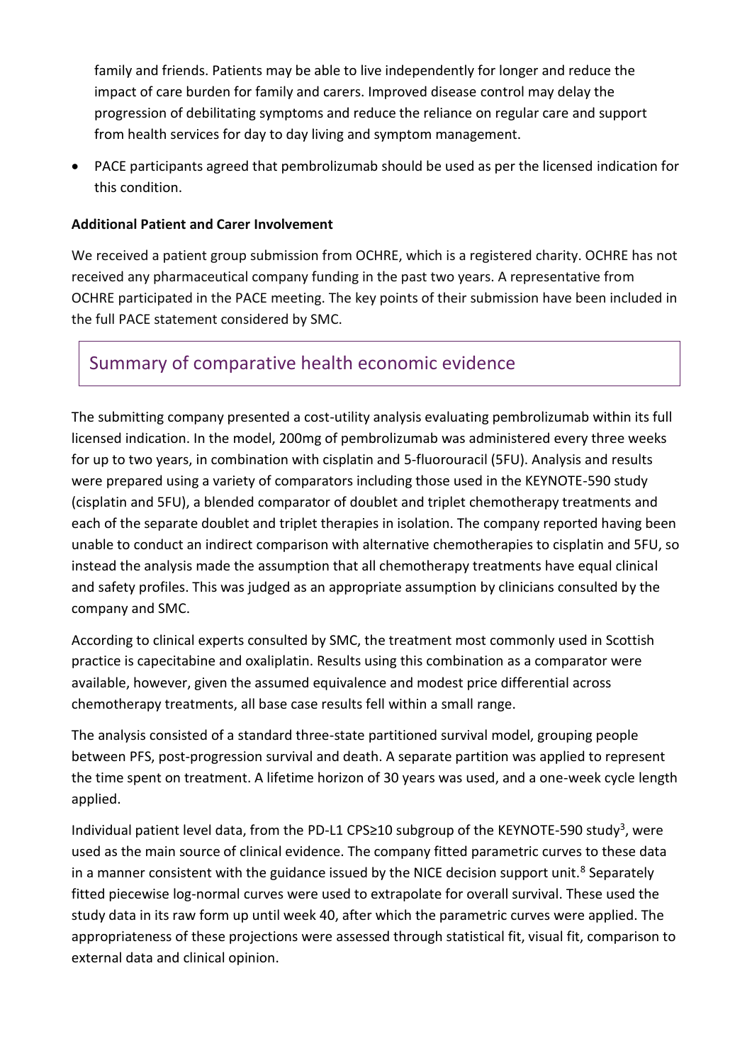family and friends. Patients may be able to live independently for longer and reduce the impact of care burden for family and carers. Improved disease control may delay the progression of debilitating symptoms and reduce the reliance on regular care and support from health services for day to day living and symptom management.

- PACE participants agreed that pembrolizumab should be used as per the licensed indication for this condition.

**Additional Patient and Carer Involvement**

We received a patient group submission from OCHRE, which is a registered charity. OCHRE has not received any pharmaceutical company funding in the past two years. A representative from OCHRE participated in the PACE meeting. The key points of their submission have been included in the full PACE statement considered by SMC.

## Summary of comparative health economic evidence

The submitting company presented a cost-utility analysis evaluating pembrolizumab within its full licensed indication. In the model, 200mg of pembrolizumab was administered every three weeks for up to two years, in combination with cisplatin and 5-fluorouracil (5FU). Analysis and results were prepared using a variety of comparators including those used in the KEYNOTE-590 study (cisplatin and 5FU), a blended comparator of doublet and triplet chemotherapy treatments and each of the separate doublet and triplet therapies in isolation. The company reported having been unable to conduct an indirect comparison with alternative chemotherapies to cisplatin and 5FU, so instead the analysis made the assumption that all chemotherapy treatments have equal clinical and safety profiles. This was judged as an appropriate assumption by clinicians consulted by the company and SMC.

According to clinical experts consulted by SMC, the treatment most commonly used in Scottish practice is capecitabine and oxaliplatin. Results using this combination as a comparator were available, however, given the assumed equivalence and modest price differential across chemotherapy treatments, all base case results fell within a small range.

The analysis consisted of a standard three-state partitioned survival model, grouping people between PFS, post-progression survival and death. A separate partition was applied to represent the time spent on treatment. A lifetime horizon of 30 years was used, and a one-week cycle length applied.

Individual patient level data, from the PD-L1 CPS≥10 subgroup of the KEYNOTE-590 study[3], were used as the main source of clinical evidence. The company fitted parametric curves to these data in a manner consistent with the guidance issued by the NICE decision support unit.[8] Separately fitted piecewise log-normal curves were used to extrapolate for overall survival. These used the study data in its raw form up until week 40, after which the parametric curves were applied. The appropriateness of these projections were assessed through statistical fit, visual fit, comparison to external data and clinical opinion.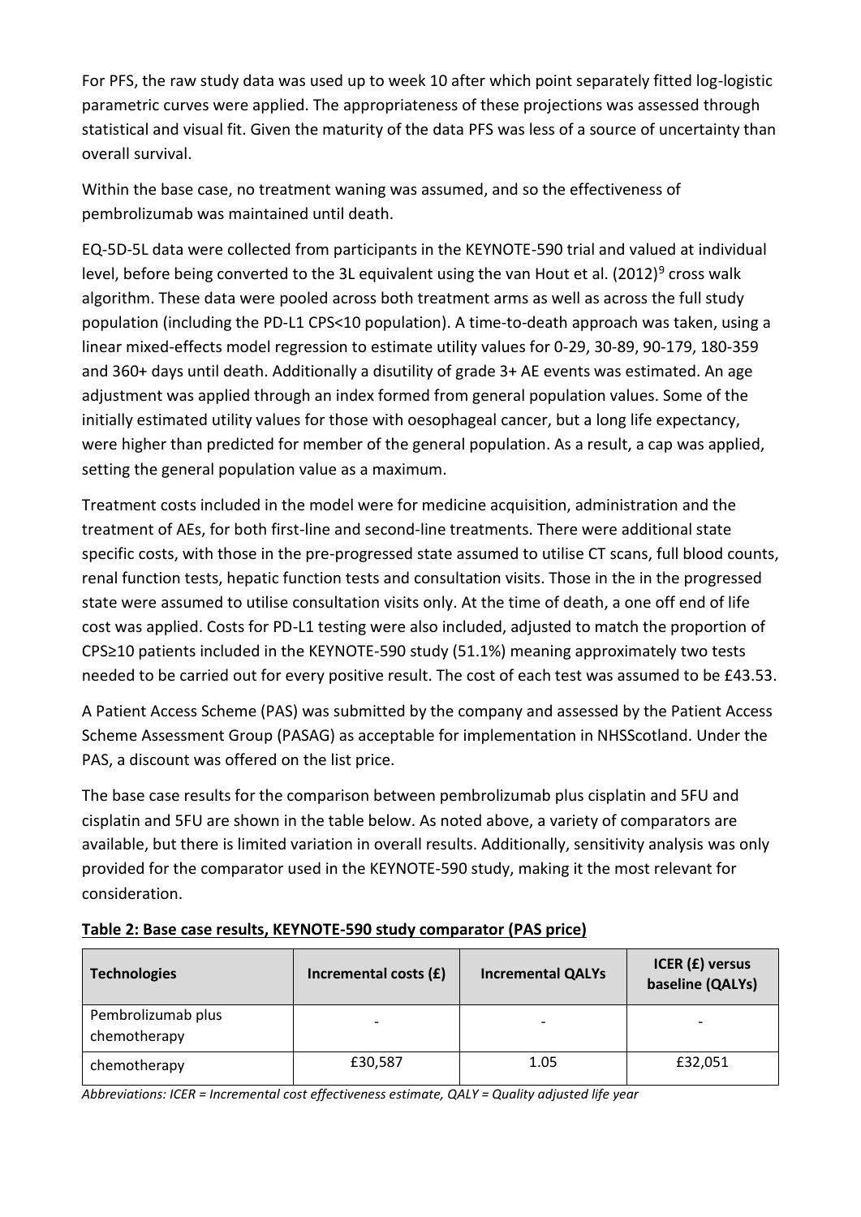For PFS, the raw study data was used up to week 10 after which point separately fitted log-logistic parametric curves were applied. The appropriateness of these projections was assessed through statistical and visual fit. Given the maturity of the data PFS was less of a source of uncertainty than overall survival.

Within the base case, no treatment waning was assumed, and so the effectiveness of pembrolizumab was maintained until death.

EQ-5D-5L data were collected from participants in the KEYNOTE-590 trial and valued at individual level, before being converted to the 3L equivalent using the van Hout et al. (2012)[9] cross walk algorithm. These data were pooled across both treatment arms as well as across the full study population (including the PD-L1 CPS<10 population). A time-to-death approach was taken, using a linear mixed-effects model regression to estimate utility values for 0-29, 30-89, 90-179, 180-359 and 360+ days until death. Additionally a disutility of grade 3+ AE events was estimated. An age adjustment was applied through an index formed from general population values. Some of the initially estimated utility values for those with oesophageal cancer, but a long life expectancy, were higher than predicted for member of the general population. As a result, a cap was applied, setting the general population value as a maximum.

Treatment costs included in the model were for medicine acquisition, administration and the treatment of AEs, for both first-line and second-line treatments. There were additional state specific costs, with those in the pre-progressed state assumed to utilise CT scans, full blood counts, renal function tests, hepatic function tests and consultation visits. Those in the in the progressed state were assumed to utilise consultation visits only. At the time of death, a one off end of life cost was applied. Costs for PD-L1 testing were also included, adjusted to match the proportion of CPS≥10 patients included in the KEYNOTE-590 study (51.1%) meaning approximately two tests needed to be carried out for every positive result. The cost of each test was assumed to be £43.53.

A Patient Access Scheme (PAS) was submitted by the company and assessed by the Patient Access Scheme Assessment Group (PASAG) as acceptable for implementation in NHSScotland. Under the PAS, a discount was offered on the list price.

The base case results for the comparison between pembrolizumab plus cisplatin and 5FU and cisplatin and 5FU are shown in the table below. As noted above, a variety of comparators are available, but there is limited variation in overall results. Additionally, sensitivity analysis was only provided for the comparator used in the KEYNOTE-590 study, making it the most relevant for consideration.

**Table 2: Base case results, KEYNOTE-590 study comparator (PAS price)**

| Technologies | Incremental costs (£) | Incremental QALYs | ICER (£) versus baseline (QALYs) |
|---|---|---|---|
| Pembrolizumab plus chemotherapy | - | - | - |
| chemotherapy | £30,587 | 1.05 | £32,051 |

*Abbreviations: ICER = Incremental cost effectiveness estimate, QALY = Quality adjusted life year*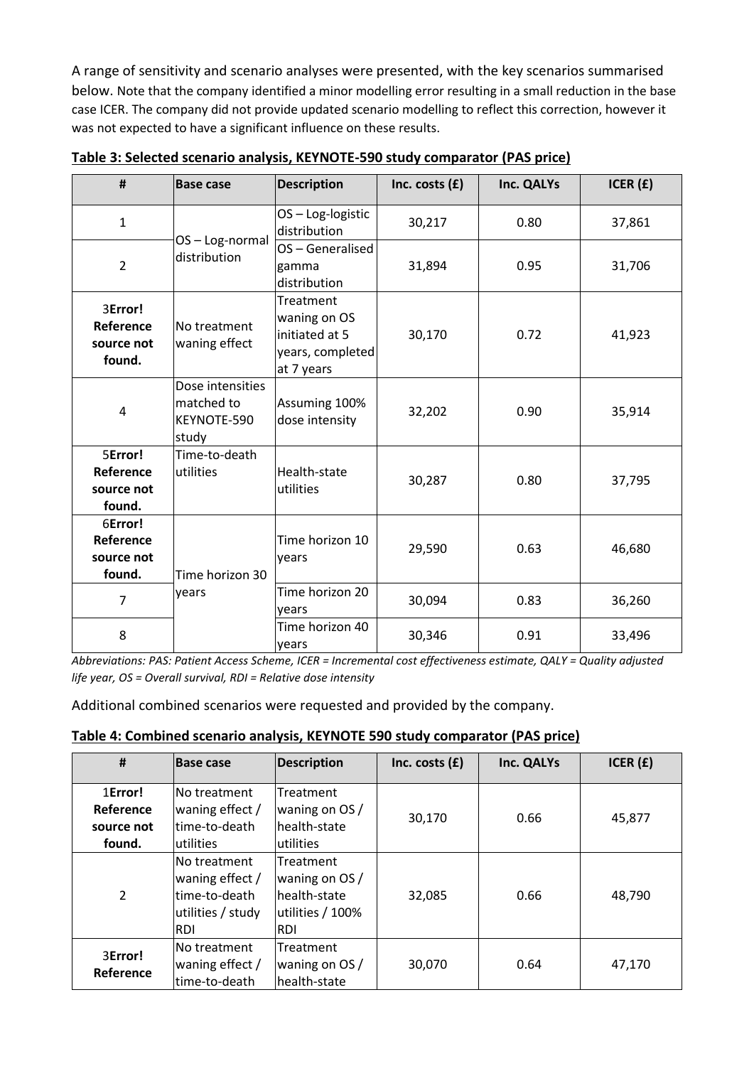A range of sensitivity and scenario analyses were presented, with the key scenarios summarised below. Note that the company identified a minor modelling error resulting in a small reduction in the base case ICER. The company did not provide updated scenario modelling to reflect this correction, however it was not expected to have a significant influence on these results.

**Table 3: Selected scenario analysis, KEYNOTE-590 study comparator (PAS price)**

| # | Base case | Description | Inc. costs (£) | Inc. QALYs | ICER (£) |
|---|---|---|---|---|---|
| 1 | OS – Log-normal distribution | OS – Log-logistic distribution | 30,217 | 0.80 | 37,861 |
| 2 | | OS – Generalised gamma distribution | 31,894 | 0.95 | 31,706 |
| 3**Error! Reference source not found.** | No treatment waning effect | Treatment waning on OS initiated at 5 years, completed at 7 years | 30,170 | 0.72 | 41,923 |
| 4 | Dose intensities matched to KEYNOTE-590 study | Assuming 100% dose intensity | 32,202 | 0.90 | 35,914 |
| 5**Error! Reference source not found.** | Time-to-death utilities | Health-state utilities | 30,287 | 0.80 | 37,795 |
| 6**Error! Reference source not found.** | Time horizon 30 years | Time horizon 10 years | 29,590 | 0.63 | 46,680 |
| 7 | | Time horizon 20 years | 30,094 | 0.83 | 36,260 |
| 8 | | Time horizon 40 years | 30,346 | 0.91 | 33,496 |

*Abbreviations: PAS: Patient Access Scheme, ICER = Incremental cost effectiveness estimate, QALY = Quality adjusted life year, OS = Overall survival, RDI = Relative dose intensity*

Additional combined scenarios were requested and provided by the company.

**Table 4: Combined scenario analysis, KEYNOTE 590 study comparator (PAS price)**

| # | Base case | Description | Inc. costs (£) | Inc. QALYs | ICER (£) |
|---|---|---|---|---|---|
| 1**Error! Reference source not found.** | No treatment waning effect / time-to-death utilities | Treatment waning on OS / health-state utilities | 30,170 | 0.66 | 45,877 |
| 2 | No treatment waning effect / time-to-death utilities / study RDI | Treatment waning on OS / health-state utilities / 100% RDI | 32,085 | 0.66 | 48,790 |
| 3**Error! Reference** | No treatment waning effect / time-to-death | Treatment waning on OS / health-state | 30,070 | 0.64 | 47,170 |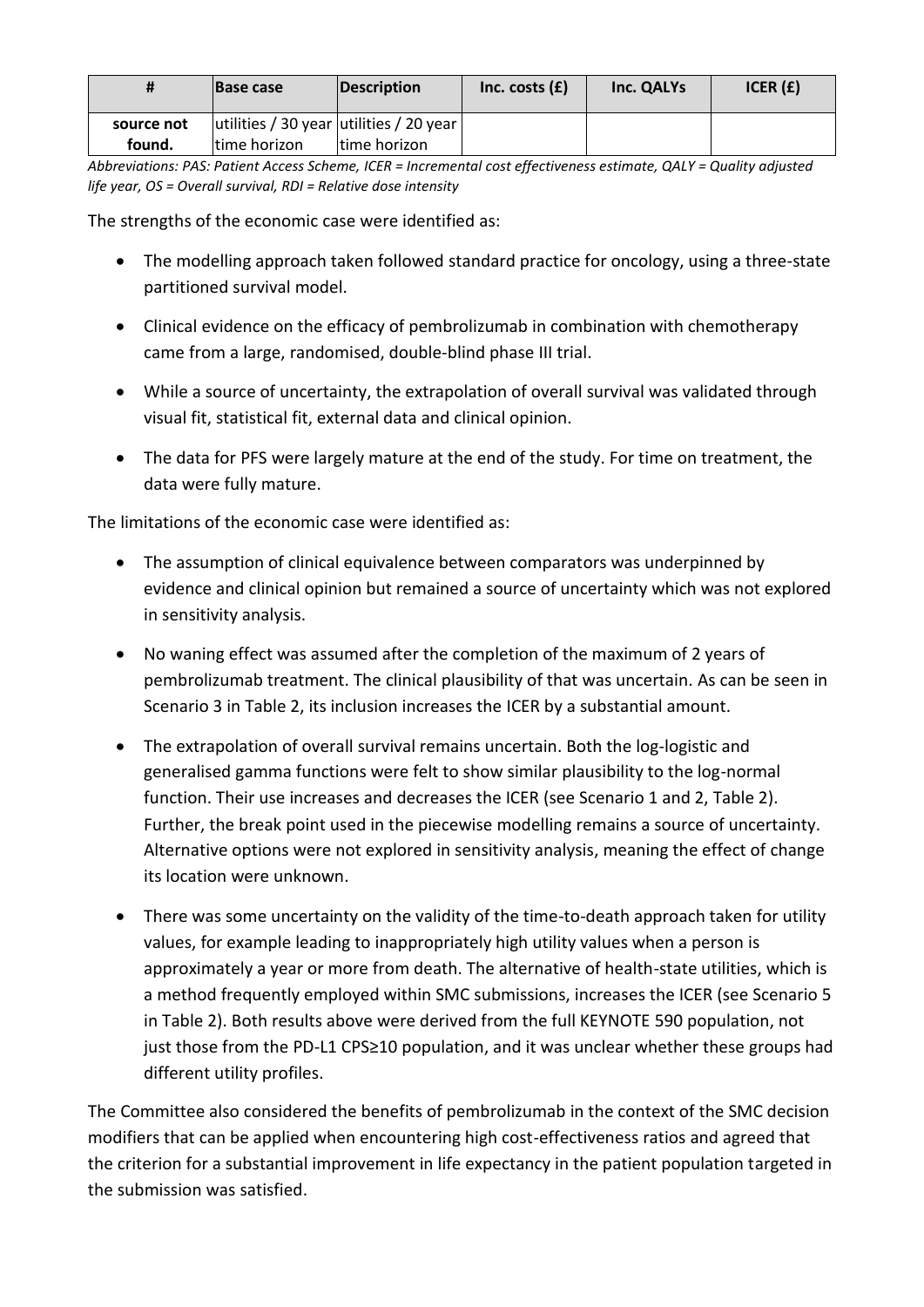| # | Base case | Description | Inc. costs (£) | Inc. QALYs | ICER (£) |
|---|---|---|---|---|---|
| source not found. | utilities / 30 year time horizon | utilities / 20 year time horizon | | | |

*Abbreviations: PAS: Patient Access Scheme, ICER = Incremental cost effectiveness estimate, QALY = Quality adjusted life year, OS = Overall survival, RDI = Relative dose intensity*

The strengths of the economic case were identified as:

- The modelling approach taken followed standard practice for oncology, using a three-state partitioned survival model.
- Clinical evidence on the efficacy of pembrolizumab in combination with chemotherapy came from a large, randomised, double-blind phase III trial.
- While a source of uncertainty, the extrapolation of overall survival was validated through visual fit, statistical fit, external data and clinical opinion.
- The data for PFS were largely mature at the end of the study. For time on treatment, the data were fully mature.

The limitations of the economic case were identified as:

- The assumption of clinical equivalence between comparators was underpinned by evidence and clinical opinion but remained a source of uncertainty which was not explored in sensitivity analysis.
- No waning effect was assumed after the completion of the maximum of 2 years of pembrolizumab treatment. The clinical plausibility of that was uncertain. As can be seen in Scenario 3 in Table 2, its inclusion increases the ICER by a substantial amount.
- The extrapolation of overall survival remains uncertain. Both the log-logistic and generalised gamma functions were felt to show similar plausibility to the log-normal function. Their use increases and decreases the ICER (see Scenario 1 and 2, Table 2). Further, the break point used in the piecewise modelling remains a source of uncertainty. Alternative options were not explored in sensitivity analysis, meaning the effect of change its location were unknown.
- There was some uncertainty on the validity of the time-to-death approach taken for utility values, for example leading to inappropriately high utility values when a person is approximately a year or more from death. The alternative of health-state utilities, which is a method frequently employed within SMC submissions, increases the ICER (see Scenario 5 in Table 2). Both results above were derived from the full KEYNOTE 590 population, not just those from the PD-L1 CPS≥10 population, and it was unclear whether these groups had different utility profiles.

The Committee also considered the benefits of pembrolizumab in the context of the SMC decision modifiers that can be applied when encountering high cost-effectiveness ratios and agreed that the criterion for a substantial improvement in life expectancy in the patient population targeted in the submission was satisfied.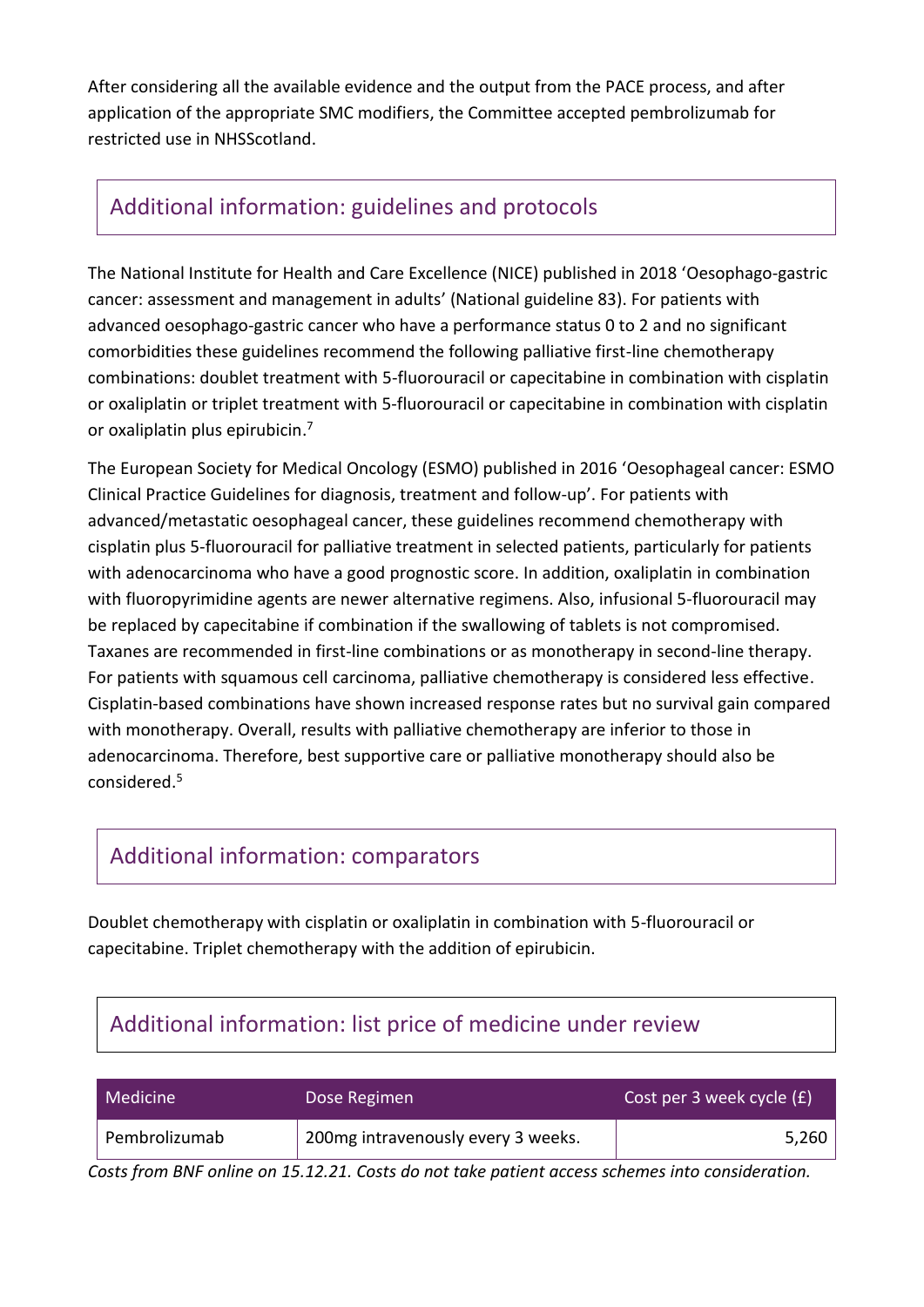After considering all the available evidence and the output from the PACE process, and after application of the appropriate SMC modifiers, the Committee accepted pembrolizumab for restricted use in NHSScotland.

## Additional information: guidelines and protocols

The National Institute for Health and Care Excellence (NICE) published in 2018 'Oesophago-gastric cancer: assessment and management in adults' (National guideline 83). For patients with advanced oesophago-gastric cancer who have a performance status 0 to 2 and no significant comorbidities these guidelines recommend the following palliative first-line chemotherapy combinations: doublet treatment with 5-fluorouracil or capecitabine in combination with cisplatin or oxaliplatin or triplet treatment with 5-fluorouracil or capecitabine in combination with cisplatin or oxaliplatin plus epirubicin.[7]

The European Society for Medical Oncology (ESMO) published in 2016 'Oesophageal cancer: ESMO Clinical Practice Guidelines for diagnosis, treatment and follow-up'. For patients with advanced/metastatic oesophageal cancer, these guidelines recommend chemotherapy with cisplatin plus 5-fluorouracil for palliative treatment in selected patients, particularly for patients with adenocarcinoma who have a good prognostic score. In addition, oxaliplatin in combination with fluoropyrimidine agents are newer alternative regimens. Also, infusional 5-fluorouracil may be replaced by capecitabine if combination if the swallowing of tablets is not compromised. Taxanes are recommended in first-line combinations or as monotherapy in second-line therapy. For patients with squamous cell carcinoma, palliative chemotherapy is considered less effective. Cisplatin-based combinations have shown increased response rates but no survival gain compared with monotherapy. Overall, results with palliative chemotherapy are inferior to those in adenocarcinoma. Therefore, best supportive care or palliative monotherapy should also be considered.[5]

## Additional information: comparators

Doublet chemotherapy with cisplatin or oxaliplatin in combination with 5-fluorouracil or capecitabine. Triplet chemotherapy with the addition of epirubicin.

## Additional information: list price of medicine under review

| Medicine | Dose Regimen | Cost per 3 week cycle (£) |
|---|---|---|
| Pembrolizumab | 200mg intravenously every 3 weeks. | 5,260 |

*Costs from BNF online on 15.12.21. Costs do not take patient access schemes into consideration.*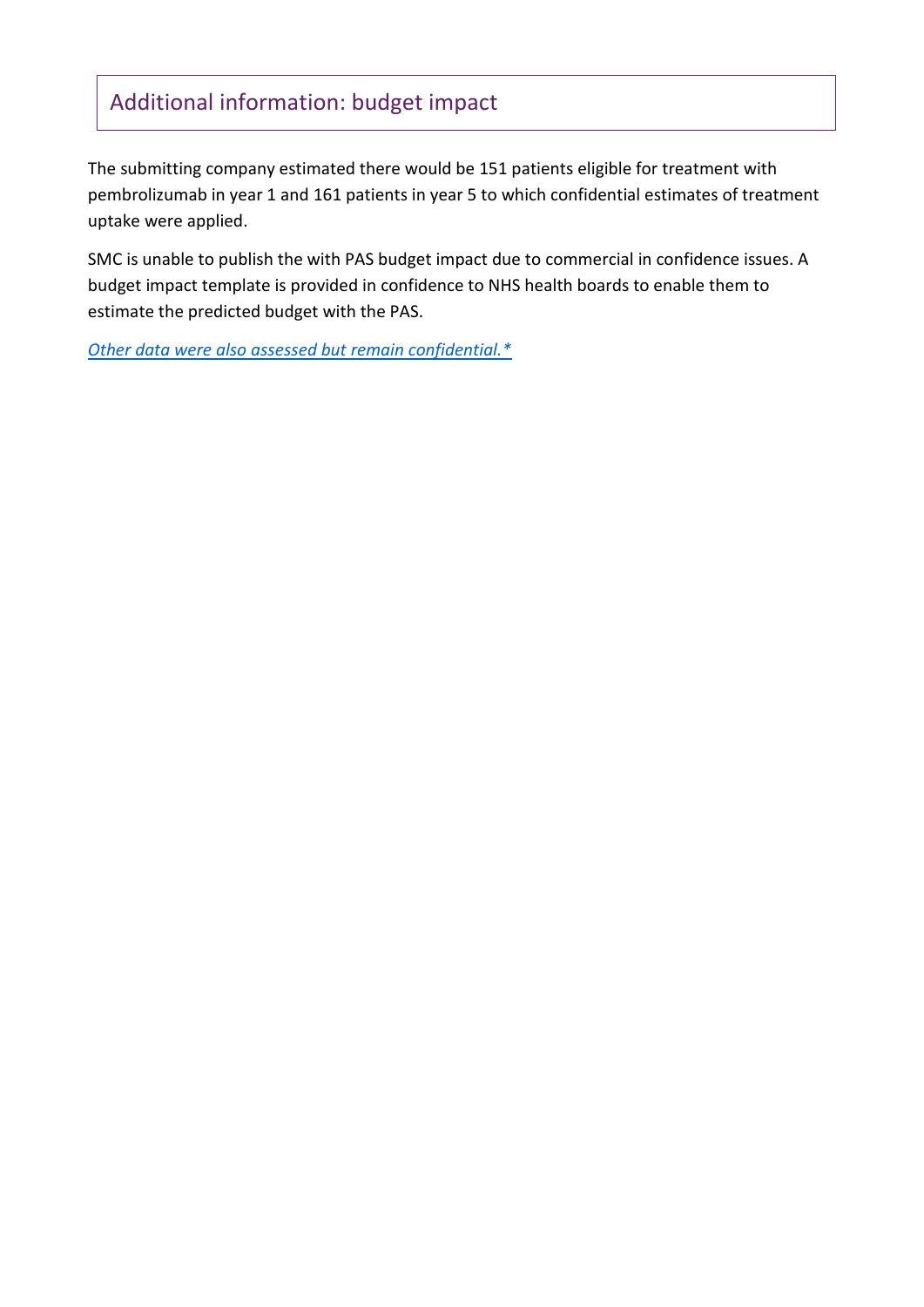## Additional information: budget impact

The submitting company estimated there would be 151 patients eligible for treatment with pembrolizumab in year 1 and 161 patients in year 5 to which confidential estimates of treatment uptake were applied.

SMC is unable to publish the with PAS budget impact due to commercial in confidence issues. A budget impact template is provided in confidence to NHS health boards to enable them to estimate the predicted budget with the PAS.

*Other data were also assessed but remain confidential.**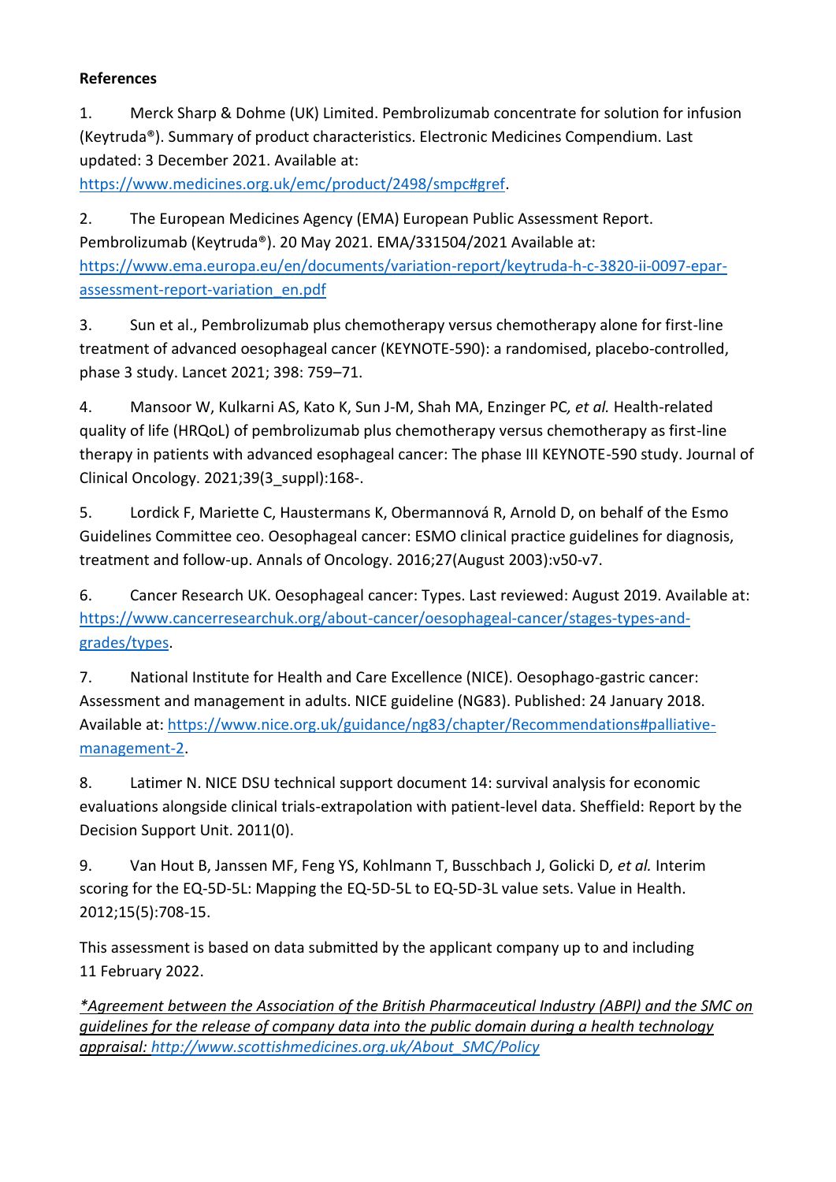**References**

1. Merck Sharp & Dohme (UK) Limited. Pembrolizumab concentrate for solution for infusion (Keytruda®). Summary of product characteristics. Electronic Medicines Compendium. Last updated: 3 December 2021. Available at: https://www.medicines.org.uk/emc/product/2498/smpc#gref.

2. The European Medicines Agency (EMA) European Public Assessment Report. Pembrolizumab (Keytruda®). 20 May 2021. EMA/331504/2021 Available at: https://www.ema.europa.eu/en/documents/variation-report/keytruda-h-c-3820-ii-0097-epar-assessment-report-variation_en.pdf

3. Sun et al., Pembrolizumab plus chemotherapy versus chemotherapy alone for first-line treatment of advanced oesophageal cancer (KEYNOTE-590): a randomised, placebo-controlled, phase 3 study. Lancet 2021; 398: 759–71.

4. Mansoor W, Kulkarni AS, Kato K, Sun J-M, Shah MA, Enzinger PC*, et al.* Health-related quality of life (HRQoL) of pembrolizumab plus chemotherapy versus chemotherapy as first-line therapy in patients with advanced esophageal cancer: The phase III KEYNOTE-590 study. Journal of Clinical Oncology. 2021;39(3_suppl):168-.

5. Lordick F, Mariette C, Haustermans K, Obermannová R, Arnold D, on behalf of the Esmo Guidelines Committee ceo. Oesophageal cancer: ESMO clinical practice guidelines for diagnosis, treatment and follow-up. Annals of Oncology. 2016;27(August 2003):v50-v7.

6. Cancer Research UK. Oesophageal cancer: Types. Last reviewed: August 2019. Available at: https://www.cancerresearchuk.org/about-cancer/oesophageal-cancer/stages-types-and-grades/types.

7. National Institute for Health and Care Excellence (NICE). Oesophago-gastric cancer: Assessment and management in adults. NICE guideline (NG83). Published: 24 January 2018. Available at: https://www.nice.org.uk/guidance/ng83/chapter/Recommendations#palliative-management-2.

8. Latimer N. NICE DSU technical support document 14: survival analysis for economic evaluations alongside clinical trials-extrapolation with patient-level data. Sheffield: Report by the Decision Support Unit. 2011(0).

9. Van Hout B, Janssen MF, Feng YS, Kohlmann T, Busschbach J, Golicki D*, et al.* Interim scoring for the EQ-5D-5L: Mapping the EQ-5D-5L to EQ-5D-3L value sets. Value in Health. 2012;15(5):708-15.

This assessment is based on data submitted by the applicant company up to and including 11 February 2022.

*\*Agreement between the Association of the British Pharmaceutical Industry (ABPI) and the SMC on guidelines for the release of company data into the public domain during a health technology appraisal: http://www.scottishmedicines.org.uk/About_SMC/Policy*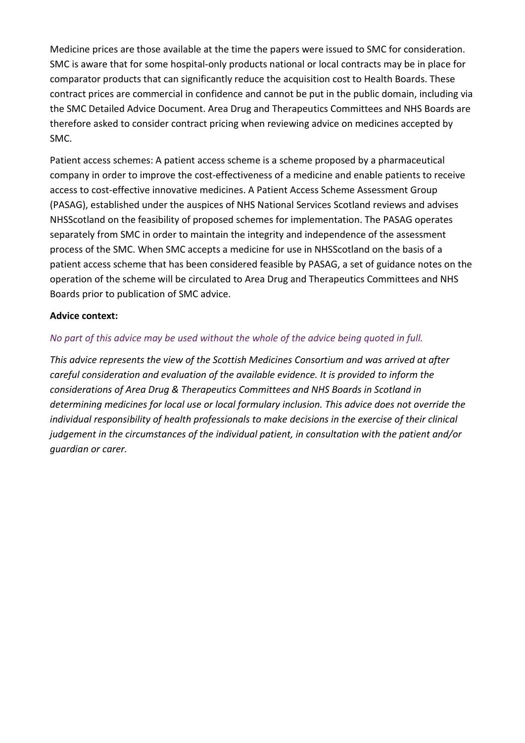Medicine prices are those available at the time the papers were issued to SMC for consideration. SMC is aware that for some hospital-only products national or local contracts may be in place for comparator products that can significantly reduce the acquisition cost to Health Boards. These contract prices are commercial in confidence and cannot be put in the public domain, including via the SMC Detailed Advice Document. Area Drug and Therapeutics Committees and NHS Boards are therefore asked to consider contract pricing when reviewing advice on medicines accepted by SMC.

Patient access schemes: A patient access scheme is a scheme proposed by a pharmaceutical company in order to improve the cost-effectiveness of a medicine and enable patients to receive access to cost-effective innovative medicines. A Patient Access Scheme Assessment Group (PASAG), established under the auspices of NHS National Services Scotland reviews and advises NHSScotland on the feasibility of proposed schemes for implementation. The PASAG operates separately from SMC in order to maintain the integrity and independence of the assessment process of the SMC. When SMC accepts a medicine for use in NHSScotland on the basis of a patient access scheme that has been considered feasible by PASAG, a set of guidance notes on the operation of the scheme will be circulated to Area Drug and Therapeutics Committees and NHS Boards prior to publication of SMC advice.

**Advice context:**

*No part of this advice may be used without the whole of the advice being quoted in full.*

*This advice represents the view of the Scottish Medicines Consortium and was arrived at after careful consideration and evaluation of the available evidence. It is provided to inform the considerations of Area Drug & Therapeutics Committees and NHS Boards in Scotland in determining medicines for local use or local formulary inclusion. This advice does not override the individual responsibility of health professionals to make decisions in the exercise of their clinical judgement in the circumstances of the individual patient, in consultation with the patient and/or guardian or carer.*